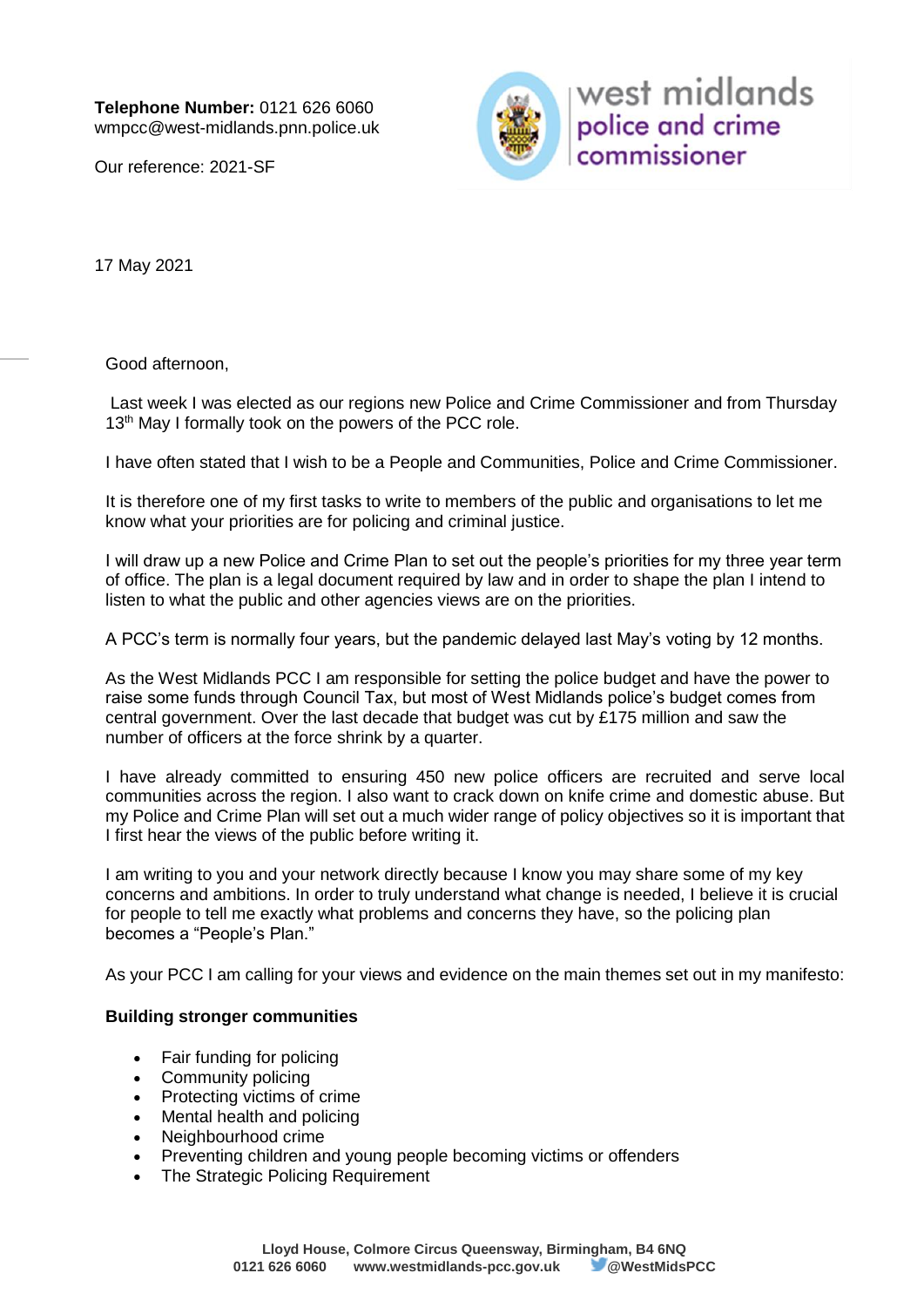**Telephone Number:** 0121 626 6060
wmpcc@west-midlands.pnn.police.uk

Our reference: 2021-SF

west midlands police and crime commissioner

17 May 2021

Good afternoon,

Last week I was elected as our regions new Police and Crime Commissioner and from Thursday 13th May I formally took on the powers of the PCC role.

I have often stated that I wish to be a People and Communities, Police and Crime Commissioner.

It is therefore one of my first tasks to write to members of the public and organisations to let me know what your priorities are for policing and criminal justice.

I will draw up a new Police and Crime Plan to set out the people's priorities for my three year term of office. The plan is a legal document required by law and in order to shape the plan I intend to listen to what the public and other agencies views are on the priorities.

A PCC's term is normally four years, but the pandemic delayed last May's voting by 12 months.

As the West Midlands PCC I am responsible for setting the police budget and have the power to raise some funds through Council Tax, but most of West Midlands police's budget comes from central government. Over the last decade that budget was cut by £175 million and saw the number of officers at the force shrink by a quarter.

I have already committed to ensuring 450 new police officers are recruited and serve local communities across the region. I also want to crack down on knife crime and domestic abuse. But my Police and Crime Plan will set out a much wider range of policy objectives so it is important that I first hear the views of the public before writing it.

I am writing to you and your network directly because I know you may share some of my key concerns and ambitions. In order to truly understand what change is needed, I believe it is crucial for people to tell me exactly what problems and concerns they have, so the policing plan becomes a "People's Plan."

As your PCC I am calling for your views and evidence on the main themes set out in my manifesto:

**Building stronger communities**

- Fair funding for policing
- Community policing
- Protecting victims of crime
- Mental health and policing
- Neighbourhood crime
- Preventing children and young people becoming victims or offenders
- The Strategic Policing Requirement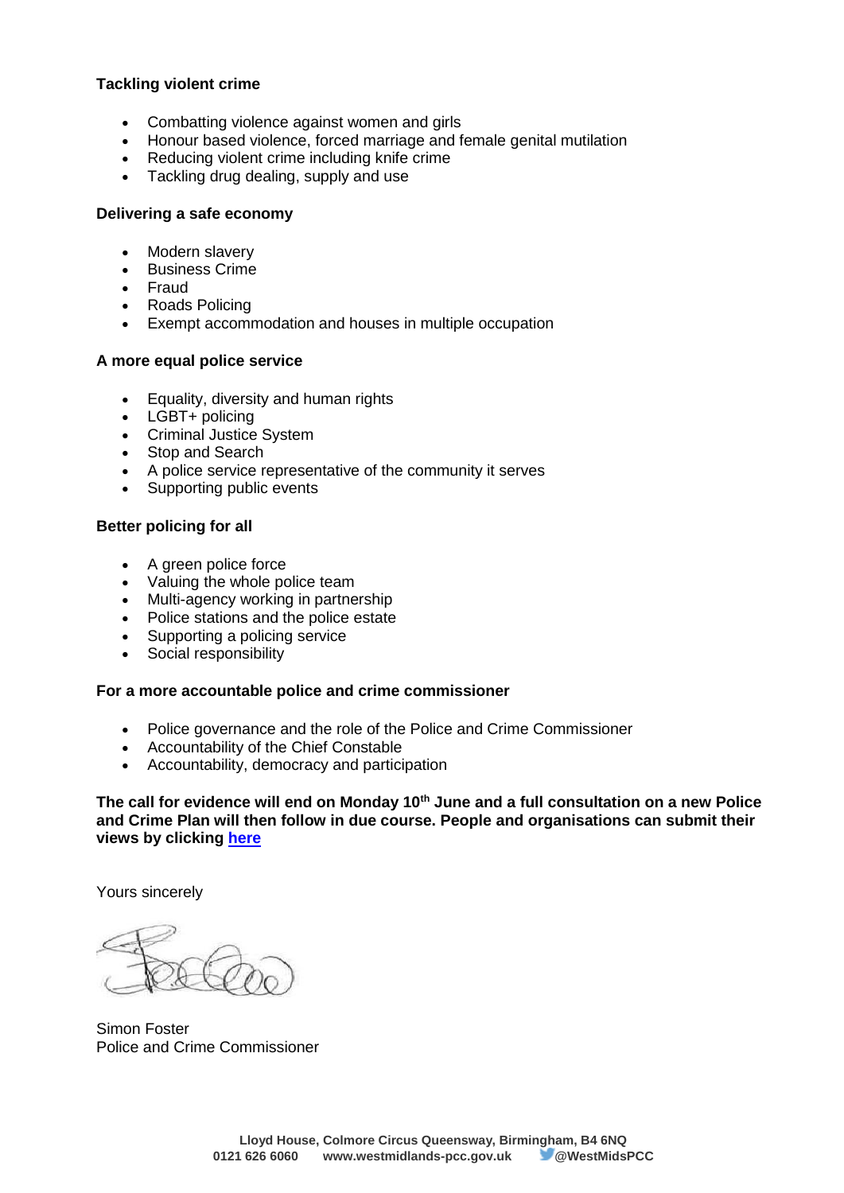**Tackling violent crime**

- Combatting violence against women and girls
- Honour based violence, forced marriage and female genital mutilation
- Reducing violent crime including knife crime
- Tackling drug dealing, supply and use

**Delivering a safe economy**

- Modern slavery
- Business Crime
- Fraud
- Roads Policing
- Exempt accommodation and houses in multiple occupation

**A more equal police service**

- Equality, diversity and human rights
- LGBT+ policing
- Criminal Justice System
- Stop and Search
- A police service representative of the community it serves
- Supporting public events

**Better policing for all**

- A green police force
- Valuing the whole police team
- Multi-agency working in partnership
- Police stations and the police estate
- Supporting a policing service
- Social responsibility

**For a more accountable police and crime commissioner**

- Police governance and the role of the Police and Crime Commissioner
- Accountability of the Chief Constable
- Accountability, democracy and participation

**The call for evidence will end on Monday 10th June and a full consultation on a new Police and Crime Plan will then follow in due course. People and organisations can submit their views by clicking here**

Yours sincerely

Simon Foster
Police and Crime Commissioner

Lloyd House, Colmore Circus Queensway, Birmingham, B4 6NQ
0121 626 6060 www.westmidlands-pcc.gov.uk @WestMidsPCC